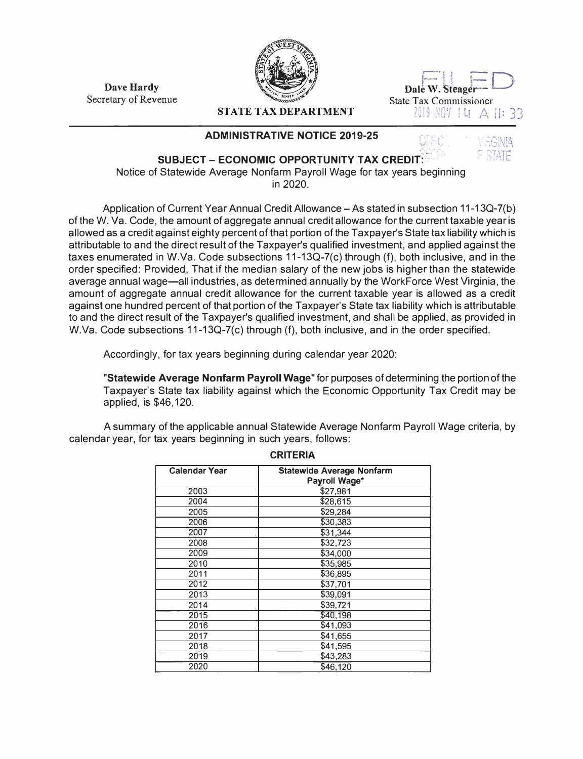Dave Hardy
Secretary of Revenue

**STATE TAX DEPARTMENT**

Dale W. Steager
State Tax Commissioner

FILED
2019 NOV 14 A 11: 33
OFFICE WEST VIRGINIA
SECRETARY OF STATE

## ADMINISTRATIVE NOTICE 2019-25

### SUBJECT – ECONOMIC OPPORTUNITY TAX CREDIT:

Notice of Statewide Average Nonfarm Payroll Wage for tax years beginning in 2020.

Application of Current Year Annual Credit Allowance – As stated in subsection 11-13Q-7(b) of the W. Va. Code, the amount of aggregate annual credit allowance for the current taxable year is allowed as a credit against eighty percent of that portion of the Taxpayer's State tax liability which is attributable to and the direct result of the Taxpayer's qualified investment, and applied against the taxes enumerated in W.Va. Code subsections 11-13Q-7(c) through (f), both inclusive, and in the order specified: Provided, That if the median salary of the new jobs is higher than the statewide average annual wage—all industries, as determined annually by the WorkForce West Virginia, the amount of aggregate annual credit allowance for the current taxable year is allowed as a credit against one hundred percent of that portion of the Taxpayer's State tax liability which is attributable to and the direct result of the Taxpayer's qualified investment, and shall be applied, as provided in W.Va. Code subsections 11-13Q-7(c) through (f), both inclusive, and in the order specified.

Accordingly, for tax years beginning during calendar year 2020:

**"Statewide Average Nonfarm Payroll Wage"** for purposes of determining the portion of the Taxpayer's State tax liability against which the Economic Opportunity Tax Credit may be applied, is $46,120.

A summary of the applicable annual Statewide Average Nonfarm Payroll Wage criteria, by calendar year, for tax years beginning in such years, follows:

**CRITERIA**

| Calendar Year | Statewide Average Nonfarm Payroll Wage* |
|---|---|
| 2003 | $27,981 |
| 2004 | $28,615 |
| 2005 | $29,284 |
| 2006 | $30,383 |
| 2007 | $31,344 |
| 2008 | $32,723 |
| 2009 | $34,000 |
| 2010 | $35,985 |
| 2011 | $36,895 |
| 2012 | $37,701 |
| 2013 | $39,091 |
| 2014 | $39,721 |
| 2015 | $40,198 |
| 2016 | $41,093 |
| 2017 | $41,655 |
| 2018 | $41,595 |
| 2019 | $43,283 |
| 2020 | $46,120 |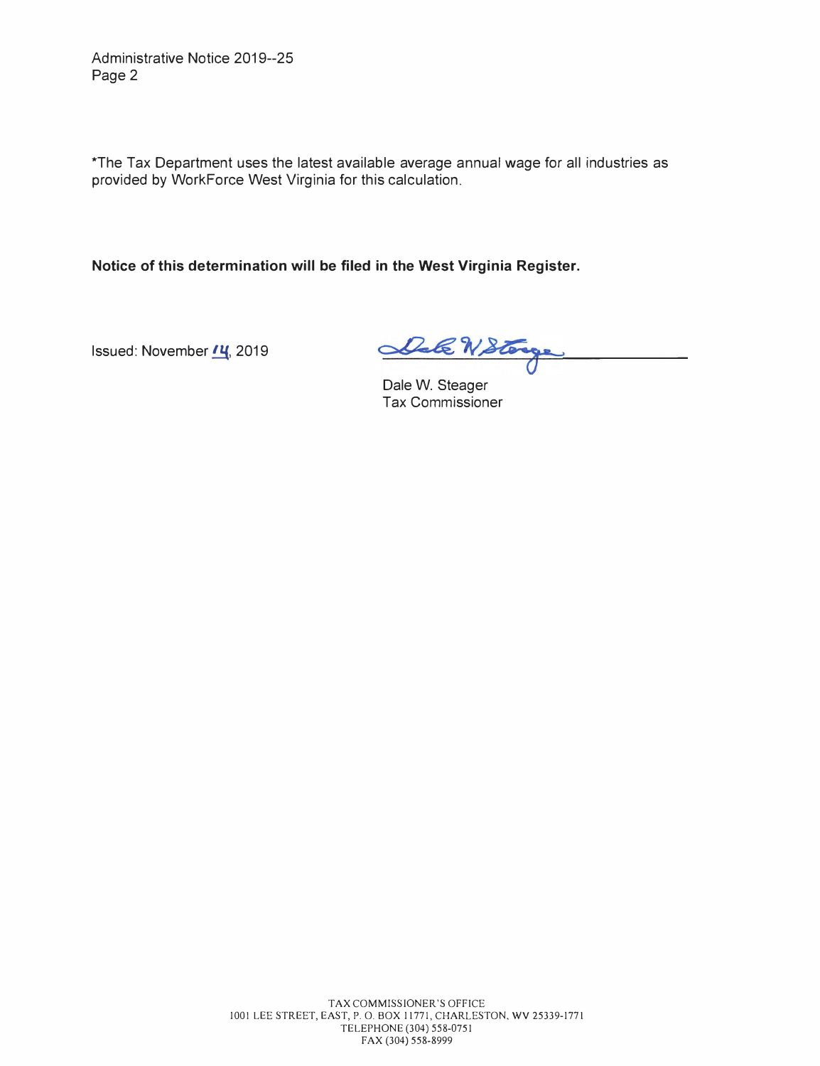*The Tax Department uses the latest available average annual wage for all industries as provided by WorkForce West Virginia for this calculation.

**Notice of this determination will be filed in the West Virginia Register.**

Issued: November 14, 2019

Dale W. Steager
Tax Commissioner

TAX COMMISSIONER'S OFFICE
1001 LEE STREET, EAST, P. O. BOX 11771, CHARLESTON, WV 25339-1771
TELEPHONE (304) 558-0751
FAX (304) 558-8999